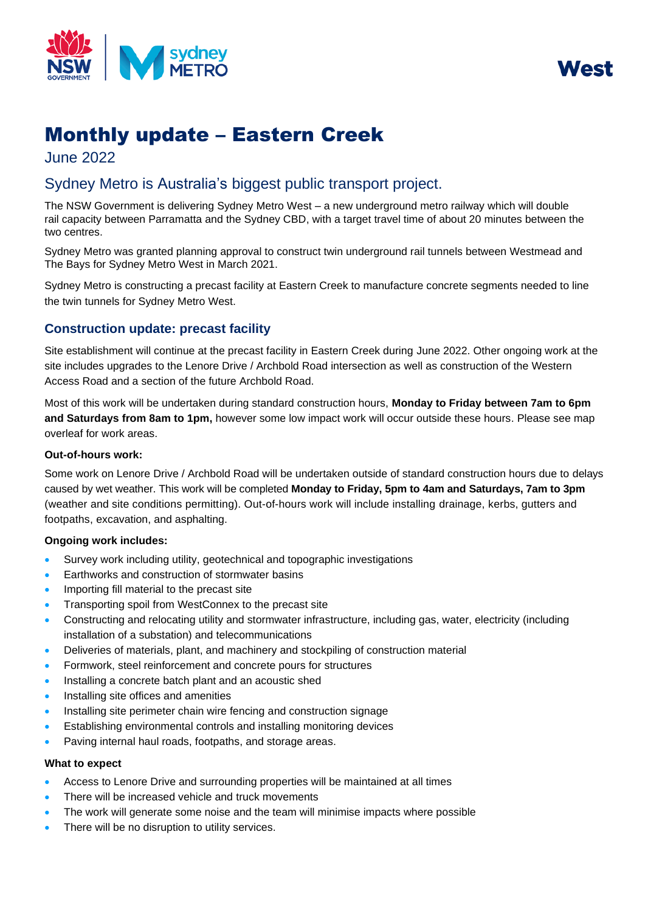West

# Monthly update – Eastern Creek

June 2022

## Sydney Metro is Australia's biggest public transport project.

The NSW Government is delivering Sydney Metro West – a new underground metro railway which will double rail capacity between Parramatta and the Sydney CBD, with a target travel time of about 20 minutes between the two centres.

Sydney Metro was granted planning approval to construct twin underground rail tunnels between Westmead and The Bays for Sydney Metro West in March 2021.

Sydney Metro is constructing a precast facility at Eastern Creek to manufacture concrete segments needed to line the twin tunnels for Sydney Metro West.

### Construction update: precast facility

Site establishment will continue at the precast facility in Eastern Creek during June 2022. Other ongoing work at the site includes upgrades to the Lenore Drive / Archbold Road intersection as well as construction of the Western Access Road and a section of the future Archbold Road.

Most of this work will be undertaken during standard construction hours, **Monday to Friday between 7am to 6pm and Saturdays from 8am to 1pm,** however some low impact work will occur outside these hours. Please see map overleaf for work areas.

#### Out-of-hours work:

Some work on Lenore Drive / Archbold Road will be undertaken outside of standard construction hours due to delays caused by wet weather. This work will be completed **Monday to Friday, 5pm to 4am and Saturdays, 7am to 3pm** (weather and site conditions permitting). Out-of-hours work will include installing drainage, kerbs, gutters and footpaths, excavation, and asphalting.

#### Ongoing work includes:

- Survey work including utility, geotechnical and topographic investigations
- Earthworks and construction of stormwater basins
- Importing fill material to the precast site
- Transporting spoil from WestConnex to the precast site
- Constructing and relocating utility and stormwater infrastructure, including gas, water, electricity (including installation of a substation) and telecommunications
- Deliveries of materials, plant, and machinery and stockpiling of construction material
- Formwork, steel reinforcement and concrete pours for structures
- Installing a concrete batch plant and an acoustic shed
- Installing site offices and amenities
- Installing site perimeter chain wire fencing and construction signage
- Establishing environmental controls and installing monitoring devices
- Paving internal haul roads, footpaths, and storage areas.

#### What to expect

- Access to Lenore Drive and surrounding properties will be maintained at all times
- There will be increased vehicle and truck movements
- The work will generate some noise and the team will minimise impacts where possible
- There will be no disruption to utility services.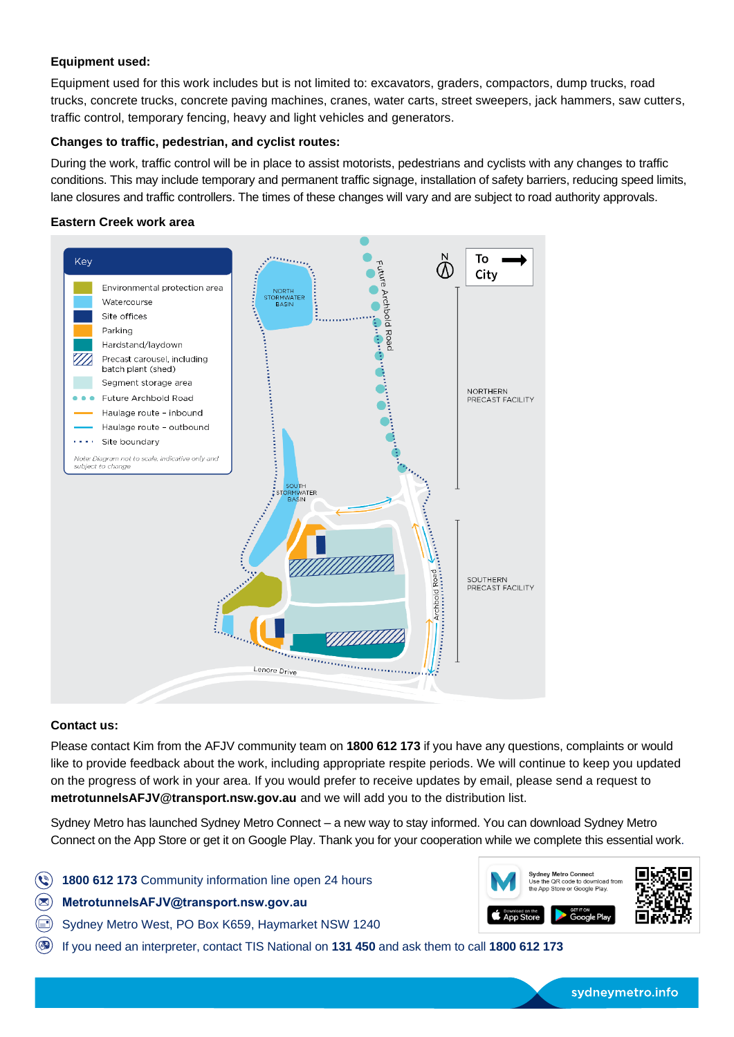**Equipment used:**

Equipment used for this work includes but is not limited to: excavators, graders, compactors, dump trucks, road trucks, concrete trucks, concrete paving machines, cranes, water carts, street sweepers, jack hammers, saw cutters, traffic control, temporary fencing, heavy and light vehicles and generators.

**Changes to traffic, pedestrian, and cyclist routes:**

During the work, traffic control will be in place to assist motorists, pedestrians and cyclists with any changes to traffic conditions. This may include temporary and permanent traffic signage, installation of safety barriers, reducing speed limits, lane closures and traffic controllers. The times of these changes will vary and are subject to road authority approvals.

**Eastern Creek work area**

Key
Environmental protection area
Watercourse
Site offices
Parking
Hardstand/laydown
Precast carousel, including batch plant (shed)
Segment storage area
Future Archbold Road
Haulage route - inbound
Haulage route - outbound
Site boundary
Note: Diagram not to scale, indicative only and subject to change

N
To City
NORTH STORMWATER BASIN
Future Archbold Road
NORTHERN PRECAST FACILITY
SOUTH STORMWATER BASIN
SOUTHERN PRECAST FACILITY
Archbold Road
Lenore Drive

**Contact us:**

Please contact Kim from the AFJV community team on **1800 612 173** if you have any questions, complaints or would like to provide feedback about the work, including appropriate respite periods. We will continue to keep you updated on the progress of work in your area. If you would prefer to receive updates by email, please send a request to **metrotunnelsAFJV@transport.nsw.gov.au** and we will add you to the distribution list.

Sydney Metro has launched Sydney Metro Connect – a new way to stay informed. You can download Sydney Metro Connect on the App Store or get it on Google Play. Thank you for your cooperation while we complete this essential work.

**1800 612 173** Community information line open 24 hours

**MetrotunnelsAFJV@transport.nsw.gov.au**

Sydney Metro West, PO Box K659, Haymarket NSW 1240

If you need an interpreter, contact TIS National on **131 450** and ask them to call **1800 612 173**

Sydney Metro Connect
Use the QR code to download from the App Store or Google Play.

sydneymetro.info